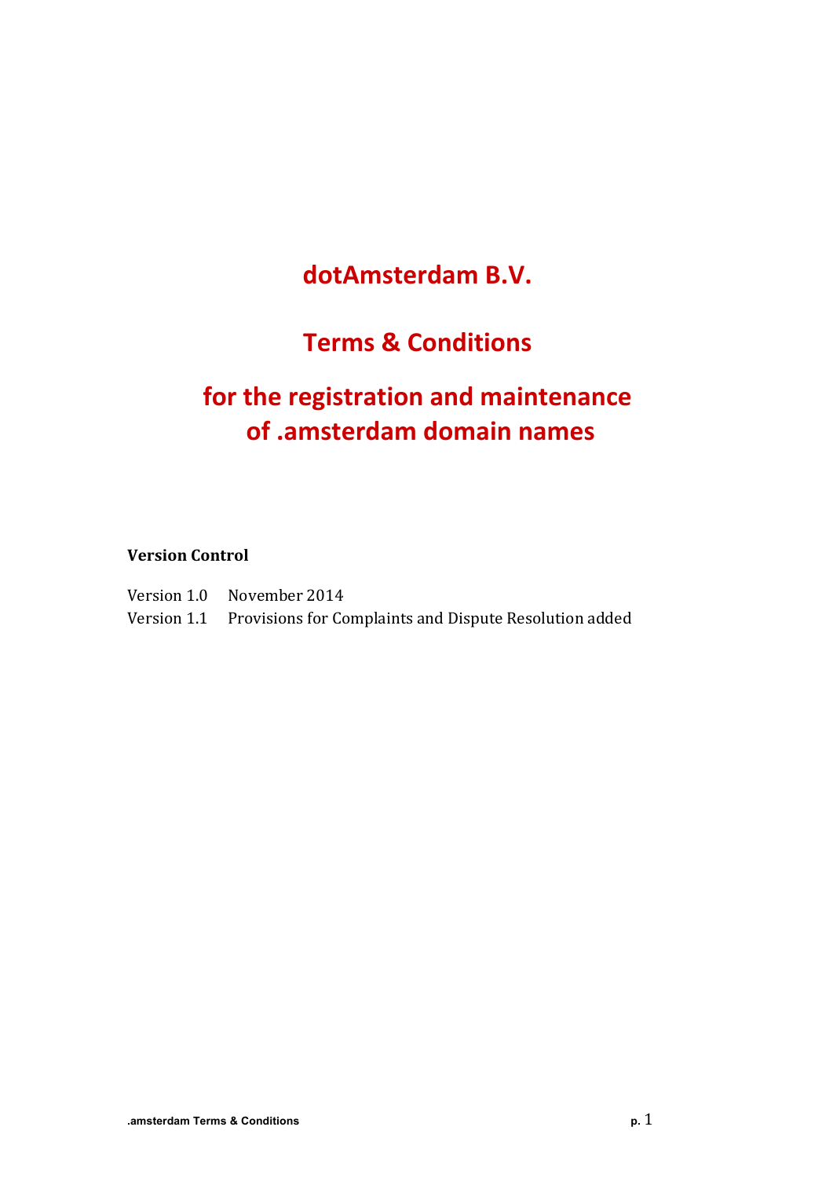# dotAmsterdam B.V.

# Terms & Conditions

# for the registration and maintenance of .amsterdam domain names

**Version Control**

| | |
|---|---|
| Version 1.0 | November 2014 |
| Version 1.1 | Provisions for Complaints and Dispute Resolution added |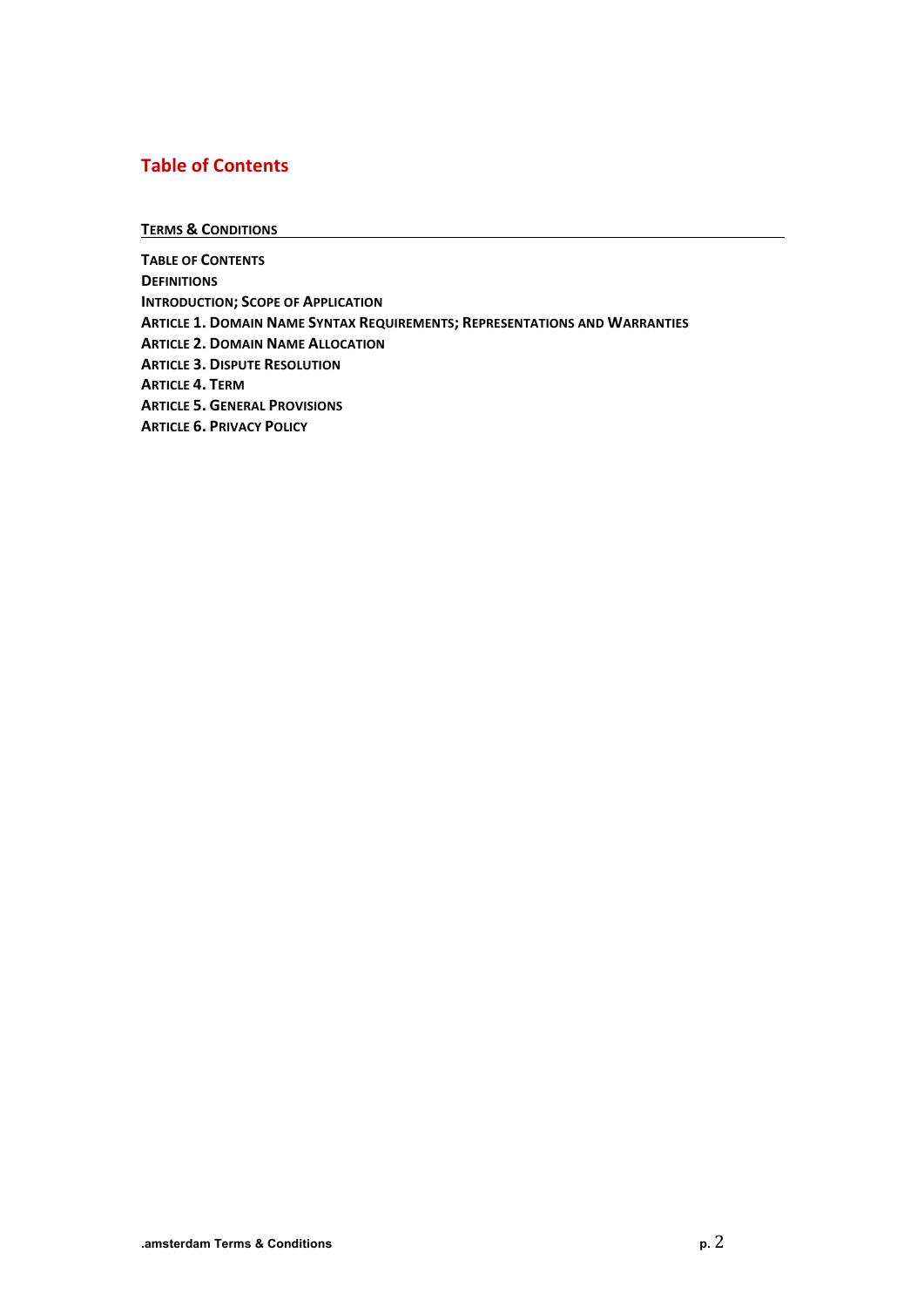## Table of Contents

**TERMS & CONDITIONS**

**TABLE OF CONTENTS**
**DEFINITIONS**
**INTRODUCTION; SCOPE OF APPLICATION**
**ARTICLE 1. DOMAIN NAME SYNTAX REQUIREMENTS; REPRESENTATIONS AND WARRANTIES**
**ARTICLE 2. DOMAIN NAME ALLOCATION**
**ARTICLE 3. DISPUTE RESOLUTION**
**ARTICLE 4. TERM**
**ARTICLE 5. GENERAL PROVISIONS**
**ARTICLE 6. PRIVACY POLICY**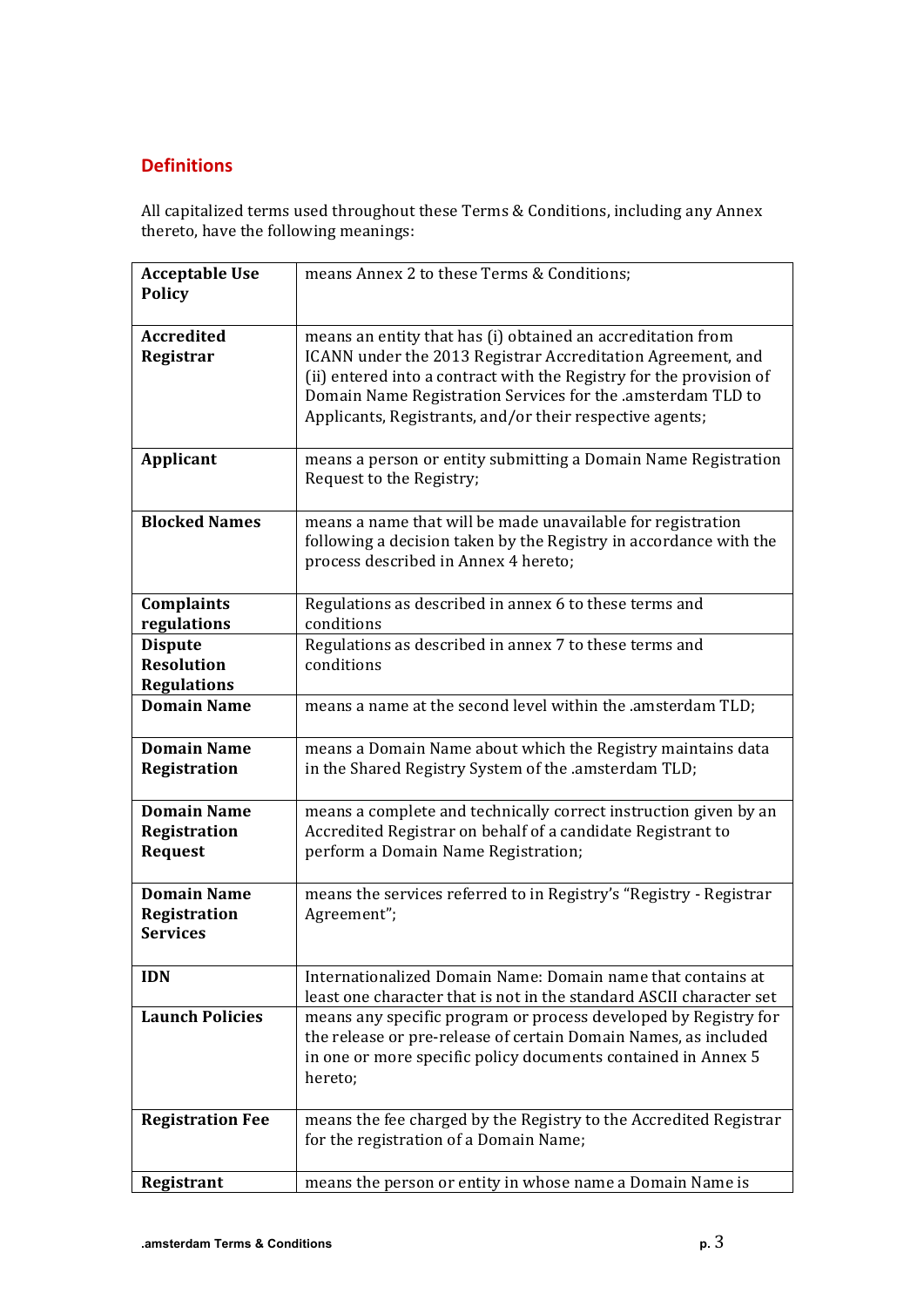## Definitions

All capitalized terms used throughout these Terms & Conditions, including any Annex thereto, have the following meanings:

| Term | Definition |
|---|---|
| **Acceptable Use Policy** | means Annex 2 to these Terms & Conditions; |
| **Accredited Registrar** | means an entity that has (i) obtained an accreditation from ICANN under the 2013 Registrar Accreditation Agreement, and (ii) entered into a contract with the Registry for the provision of Domain Name Registration Services for the .amsterdam TLD to Applicants, Registrants, and/or their respective agents; |
| **Applicant** | means a person or entity submitting a Domain Name Registration Request to the Registry; |
| **Blocked Names** | means a name that will be made unavailable for registration following a decision taken by the Registry in accordance with the process described in Annex 4 hereto; |
| **Complaints regulations** | Regulations as described in annex 6 to these terms and conditions |
| **Dispute Resolution Regulations** | Regulations as described in annex 7 to these terms and conditions |
| **Domain Name** | means a name at the second level within the .amsterdam TLD; |
| **Domain Name Registration** | means a Domain Name about which the Registry maintains data in the Shared Registry System of the .amsterdam TLD; |
| **Domain Name Registration Request** | means a complete and technically correct instruction given by an Accredited Registrar on behalf of a candidate Registrant to perform a Domain Name Registration; |
| **Domain Name Registration Services** | means the services referred to in Registry's "Registry - Registrar Agreement"; |
| **IDN** | Internationalized Domain Name: Domain name that contains at least one character that is not in the standard ASCII character set |
| **Launch Policies** | means any specific program or process developed by Registry for the release or pre-release of certain Domain Names, as included in one or more specific policy documents contained in Annex 5 hereto; |
| **Registration Fee** | means the fee charged by the Registry to the Accredited Registrar for the registration of a Domain Name; |
| **Registrant** | means the person or entity in whose name a Domain Name is |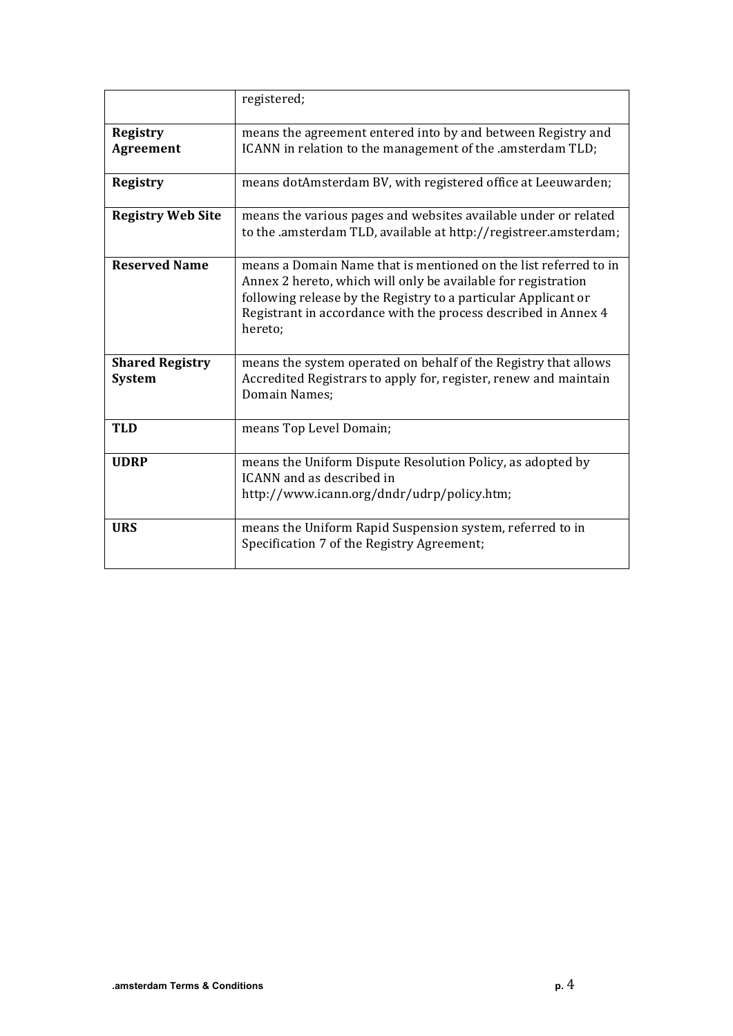| | |
|---|---|
| | registered; |
| **Registry Agreement** | means the agreement entered into by and between Registry and ICANN in relation to the management of the .amsterdam TLD; |
| **Registry** | means dotAmsterdam BV, with registered office at Leeuwarden; |
| **Registry Web Site** | means the various pages and websites available under or related to the .amsterdam TLD, available at http://registreer.amsterdam; |
| **Reserved Name** | means a Domain Name that is mentioned on the list referred to in Annex 2 hereto, which will only be available for registration following release by the Registry to a particular Applicant or Registrant in accordance with the process described in Annex 4 hereto; |
| **Shared Registry System** | means the system operated on behalf of the Registry that allows Accredited Registrars to apply for, register, renew and maintain Domain Names; |
| **TLD** | means Top Level Domain; |
| **UDRP** | means the Uniform Dispute Resolution Policy, as adopted by ICANN and as described in http://www.icann.org/dndr/udrp/policy.htm; |
| **URS** | means the Uniform Rapid Suspension system, referred to in Specification 7 of the Registry Agreement; |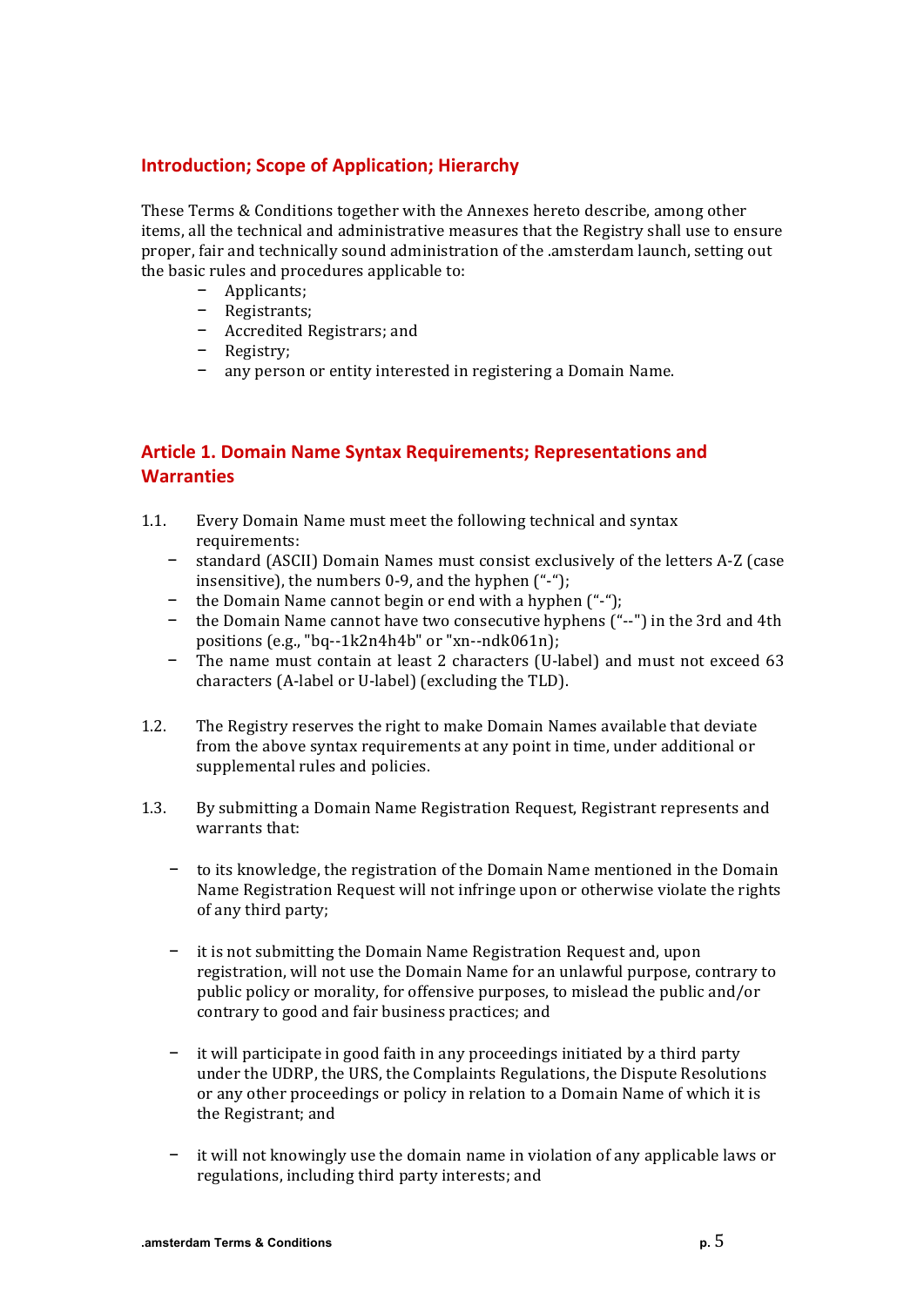## Introduction; Scope of Application; Hierarchy

These Terms & Conditions together with the Annexes hereto describe, among other items, all the technical and administrative measures that the Registry shall use to ensure proper, fair and technically sound administration of the .amsterdam launch, setting out the basic rules and procedures applicable to:

- Applicants;
- Registrants;
- Accredited Registrars; and
- Registry;
- any person or entity interested in registering a Domain Name.

## Article 1. Domain Name Syntax Requirements; Representations and Warranties

1.1. Every Domain Name must meet the following technical and syntax requirements:

- standard (ASCII) Domain Names must consist exclusively of the letters A-Z (case insensitive), the numbers 0-9, and the hyphen ("-");
- the Domain Name cannot begin or end with a hyphen ("-");
- the Domain Name cannot have two consecutive hyphens ("--") in the 3rd and 4th positions (e.g., "bq--1k2n4h4b" or "xn--ndk061n);
- The name must contain at least 2 characters (U-label) and must not exceed 63 characters (A-label or U-label) (excluding the TLD).

1.2. The Registry reserves the right to make Domain Names available that deviate from the above syntax requirements at any point in time, under additional or supplemental rules and policies.

1.3. By submitting a Domain Name Registration Request, Registrant represents and warrants that:

- to its knowledge, the registration of the Domain Name mentioned in the Domain Name Registration Request will not infringe upon or otherwise violate the rights of any third party;

- it is not submitting the Domain Name Registration Request and, upon registration, will not use the Domain Name for an unlawful purpose, contrary to public policy or morality, for offensive purposes, to mislead the public and/or contrary to good and fair business practices; and

- it will participate in good faith in any proceedings initiated by a third party under the UDRP, the URS, the Complaints Regulations, the Dispute Resolutions or any other proceedings or policy in relation to a Domain Name of which it is the Registrant; and

- it will not knowingly use the domain name in violation of any applicable laws or regulations, including third party interests; and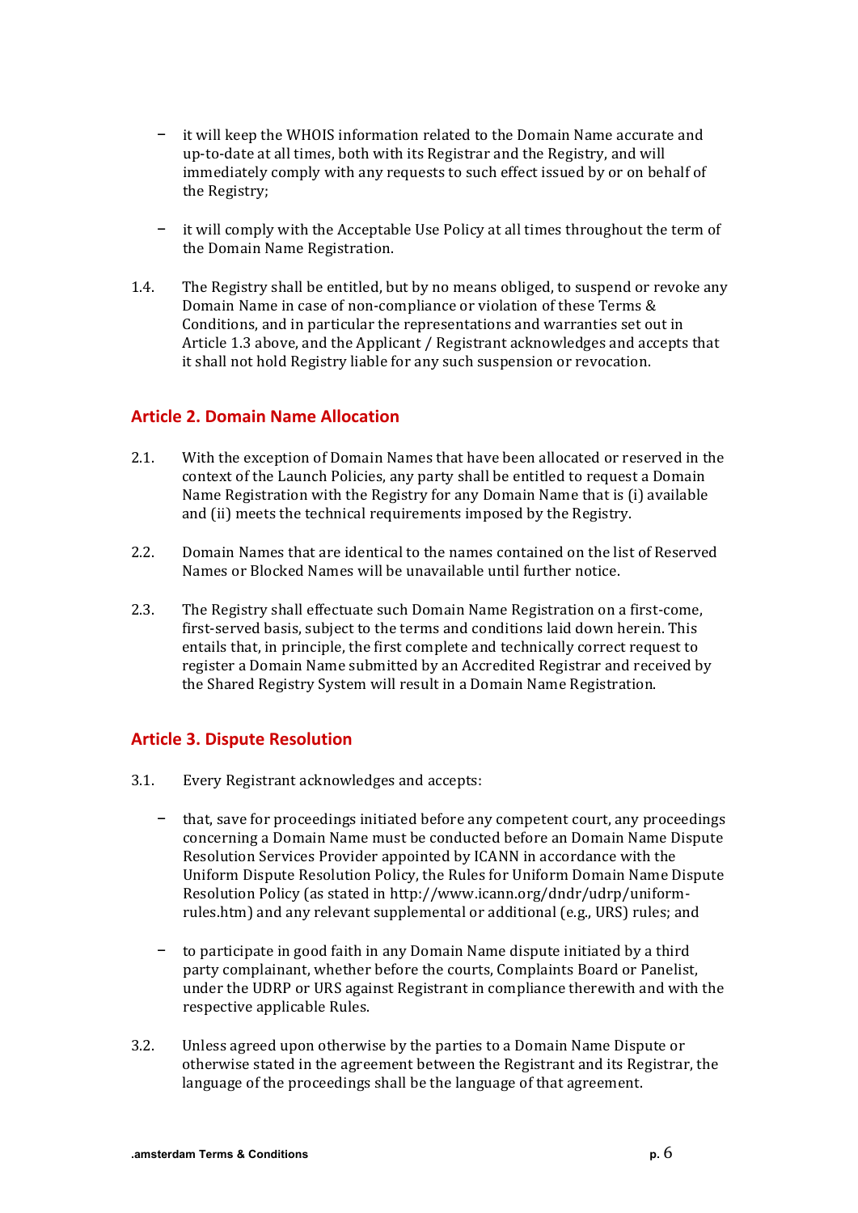- it will keep the WHOIS information related to the Domain Name accurate and up-to-date at all times, both with its Registrar and the Registry, and will immediately comply with any requests to such effect issued by or on behalf of the Registry;

- it will comply with the Acceptable Use Policy at all times throughout the term of the Domain Name Registration.

1.4. The Registry shall be entitled, but by no means obliged, to suspend or revoke any Domain Name in case of non-compliance or violation of these Terms & Conditions, and in particular the representations and warranties set out in Article 1.3 above, and the Applicant / Registrant acknowledges and accepts that it shall not hold Registry liable for any such suspension or revocation.

## Article 2. Domain Name Allocation

2.1. With the exception of Domain Names that have been allocated or reserved in the context of the Launch Policies, any party shall be entitled to request a Domain Name Registration with the Registry for any Domain Name that is (i) available and (ii) meets the technical requirements imposed by the Registry.

2.2. Domain Names that are identical to the names contained on the list of Reserved Names or Blocked Names will be unavailable until further notice.

2.3. The Registry shall effectuate such Domain Name Registration on a first-come, first-served basis, subject to the terms and conditions laid down herein. This entails that, in principle, the first complete and technically correct request to register a Domain Name submitted by an Accredited Registrar and received by the Shared Registry System will result in a Domain Name Registration.

## Article 3. Dispute Resolution

3.1. Every Registrant acknowledges and accepts:

- that, save for proceedings initiated before any competent court, any proceedings concerning a Domain Name must be conducted before an Domain Name Dispute Resolution Services Provider appointed by ICANN in accordance with the Uniform Dispute Resolution Policy, the Rules for Uniform Domain Name Dispute Resolution Policy (as stated in http://www.icann.org/dndr/udrp/uniform-rules.htm) and any relevant supplemental or additional (e.g., URS) rules; and

- to participate in good faith in any Domain Name dispute initiated by a third party complainant, whether before the courts, Complaints Board or Panelist, under the UDRP or URS against Registrant in compliance therewith and with the respective applicable Rules.

3.2. Unless agreed upon otherwise by the parties to a Domain Name Dispute or otherwise stated in the agreement between the Registrant and its Registrar, the language of the proceedings shall be the language of that agreement.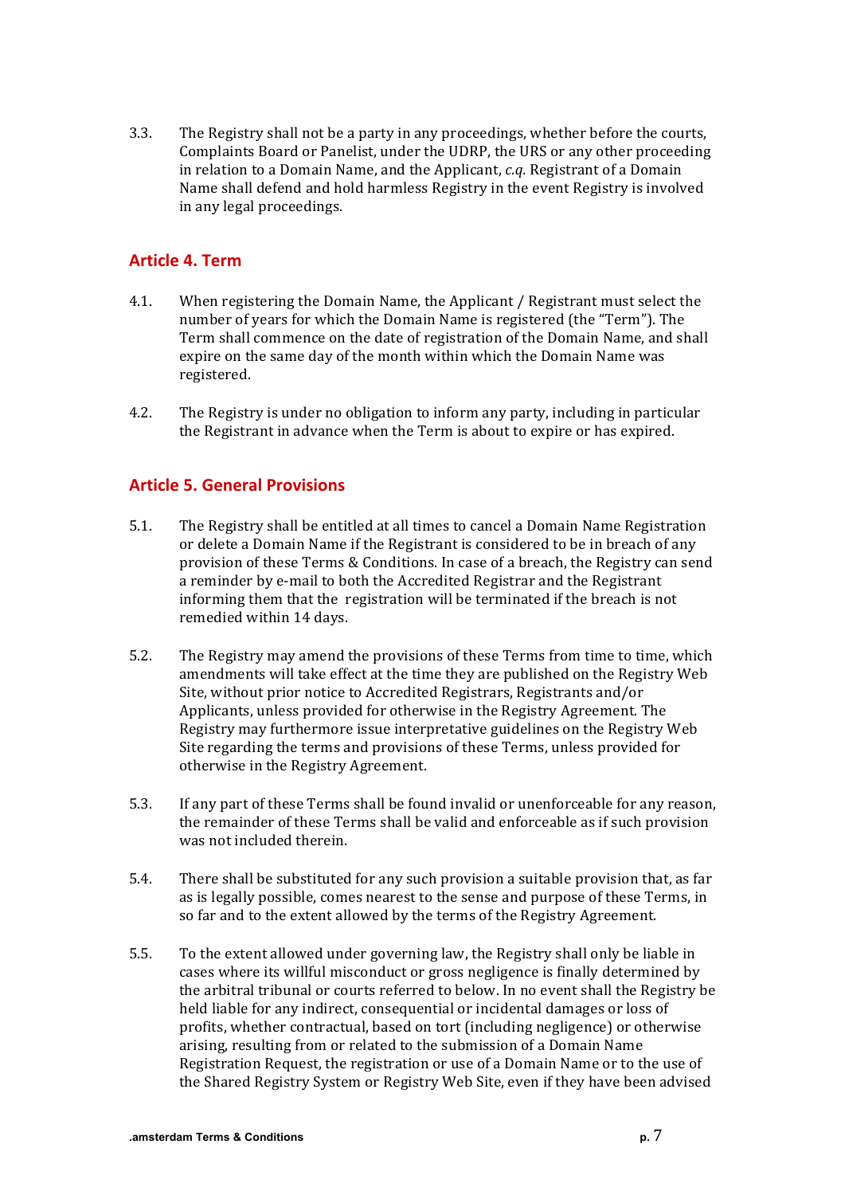3.3. The Registry shall not be a party in any proceedings, whether before the courts, Complaints Board or Panelist, under the UDRP, the URS or any other proceeding in relation to a Domain Name, and the Applicant, *c.q.* Registrant of a Domain Name shall defend and hold harmless Registry in the event Registry is involved in any legal proceedings.

## Article 4. Term

4.1. When registering the Domain Name, the Applicant / Registrant must select the number of years for which the Domain Name is registered (the "Term"). The Term shall commence on the date of registration of the Domain Name, and shall expire on the same day of the month within which the Domain Name was registered.

4.2. The Registry is under no obligation to inform any party, including in particular the Registrant in advance when the Term is about to expire or has expired.

## Article 5. General Provisions

5.1. The Registry shall be entitled at all times to cancel a Domain Name Registration or delete a Domain Name if the Registrant is considered to be in breach of any provision of these Terms & Conditions. In case of a breach, the Registry can send a reminder by e-mail to both the Accredited Registrar and the Registrant informing them that the registration will be terminated if the breach is not remedied within 14 days.

5.2. The Registry may amend the provisions of these Terms from time to time, which amendments will take effect at the time they are published on the Registry Web Site, without prior notice to Accredited Registrars, Registrants and/or Applicants, unless provided for otherwise in the Registry Agreement. The Registry may furthermore issue interpretative guidelines on the Registry Web Site regarding the terms and provisions of these Terms, unless provided for otherwise in the Registry Agreement.

5.3. If any part of these Terms shall be found invalid or unenforceable for any reason, the remainder of these Terms shall be valid and enforceable as if such provision was not included therein.

5.4. There shall be substituted for any such provision a suitable provision that, as far as is legally possible, comes nearest to the sense and purpose of these Terms, in so far and to the extent allowed by the terms of the Registry Agreement.

5.5. To the extent allowed under governing law, the Registry shall only be liable in cases where its willful misconduct or gross negligence is finally determined by the arbitral tribunal or courts referred to below. In no event shall the Registry be held liable for any indirect, consequential or incidental damages or loss of profits, whether contractual, based on tort (including negligence) or otherwise arising, resulting from or related to the submission of a Domain Name Registration Request, the registration or use of a Domain Name or to the use of the Shared Registry System or Registry Web Site, even if they have been advised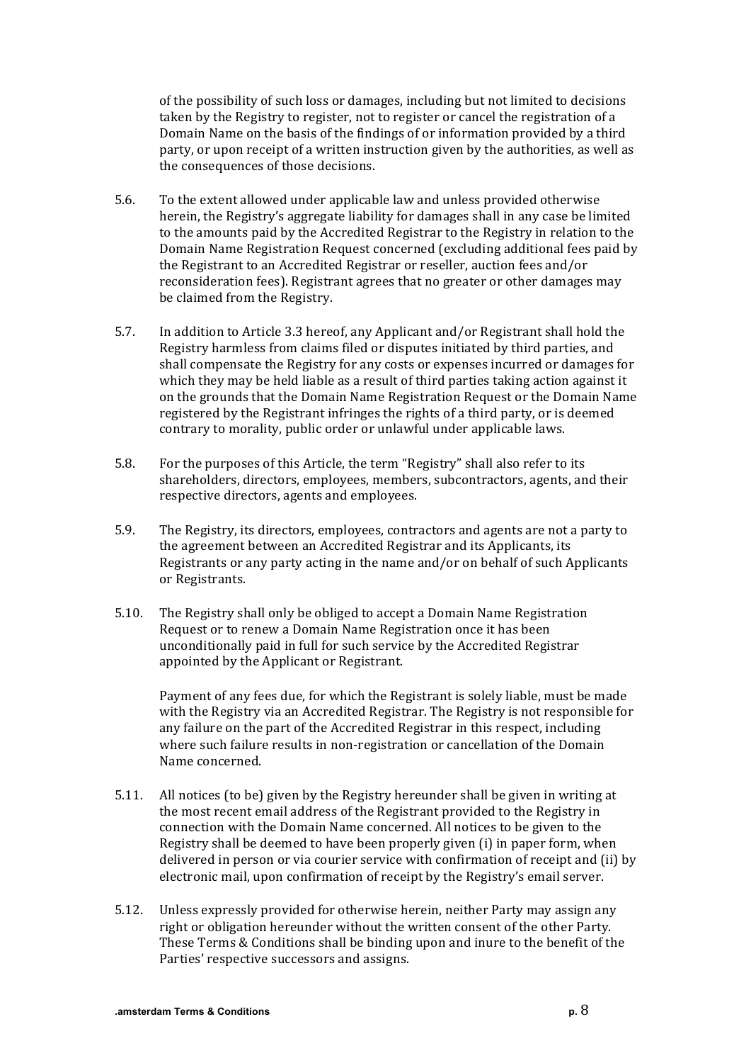of the possibility of such loss or damages, including but not limited to decisions taken by the Registry to register, not to register or cancel the registration of a Domain Name on the basis of the findings of or information provided by a third party, or upon receipt of a written instruction given by the authorities, as well as the consequences of those decisions.

5.6. To the extent allowed under applicable law and unless provided otherwise herein, the Registry's aggregate liability for damages shall in any case be limited to the amounts paid by the Accredited Registrar to the Registry in relation to the Domain Name Registration Request concerned (excluding additional fees paid by the Registrant to an Accredited Registrar or reseller, auction fees and/or reconsideration fees). Registrant agrees that no greater or other damages may be claimed from the Registry.

5.7. In addition to Article 3.3 hereof, any Applicant and/or Registrant shall hold the Registry harmless from claims filed or disputes initiated by third parties, and shall compensate the Registry for any costs or expenses incurred or damages for which they may be held liable as a result of third parties taking action against it on the grounds that the Domain Name Registration Request or the Domain Name registered by the Registrant infringes the rights of a third party, or is deemed contrary to morality, public order or unlawful under applicable laws.

5.8. For the purposes of this Article, the term "Registry" shall also refer to its shareholders, directors, employees, members, subcontractors, agents, and their respective directors, agents and employees.

5.9. The Registry, its directors, employees, contractors and agents are not a party to the agreement between an Accredited Registrar and its Applicants, its Registrants or any party acting in the name and/or on behalf of such Applicants or Registrants.

5.10. The Registry shall only be obliged to accept a Domain Name Registration Request or to renew a Domain Name Registration once it has been unconditionally paid in full for such service by the Accredited Registrar appointed by the Applicant or Registrant.

Payment of any fees due, for which the Registrant is solely liable, must be made with the Registry via an Accredited Registrar. The Registry is not responsible for any failure on the part of the Accredited Registrar in this respect, including where such failure results in non-registration or cancellation of the Domain Name concerned.

5.11. All notices (to be) given by the Registry hereunder shall be given in writing at the most recent email address of the Registrant provided to the Registry in connection with the Domain Name concerned. All notices to be given to the Registry shall be deemed to have been properly given (i) in paper form, when delivered in person or via courier service with confirmation of receipt and (ii) by electronic mail, upon confirmation of receipt by the Registry's email server.

5.12. Unless expressly provided for otherwise herein, neither Party may assign any right or obligation hereunder without the written consent of the other Party. These Terms & Conditions shall be binding upon and inure to the benefit of the Parties' respective successors and assigns.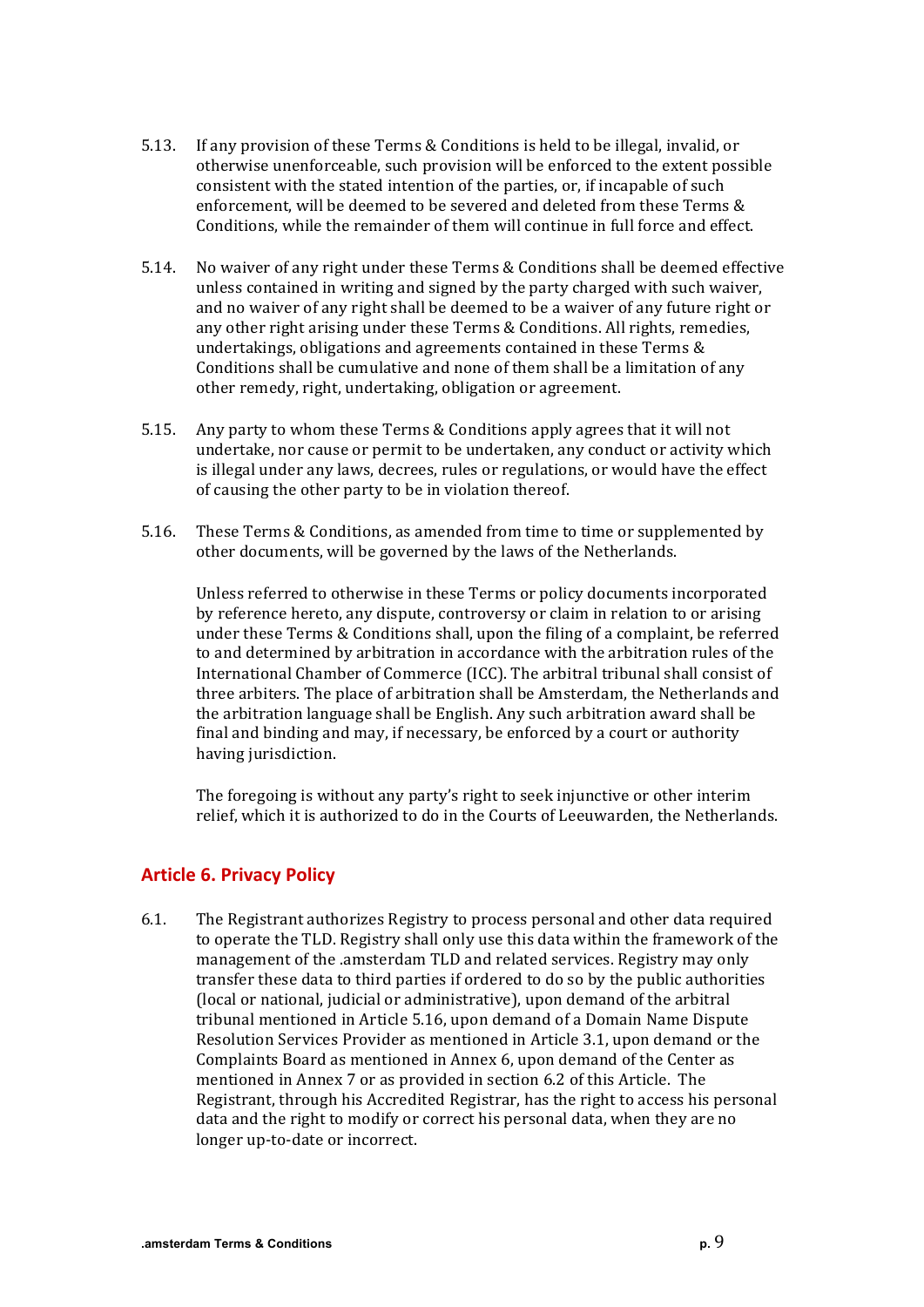5.13. If any provision of these Terms & Conditions is held to be illegal, invalid, or otherwise unenforceable, such provision will be enforced to the extent possible consistent with the stated intention of the parties, or, if incapable of such enforcement, will be deemed to be severed and deleted from these Terms & Conditions, while the remainder of them will continue in full force and effect.

5.14. No waiver of any right under these Terms & Conditions shall be deemed effective unless contained in writing and signed by the party charged with such waiver, and no waiver of any right shall be deemed to be a waiver of any future right or any other right arising under these Terms & Conditions. All rights, remedies, undertakings, obligations and agreements contained in these Terms & Conditions shall be cumulative and none of them shall be a limitation of any other remedy, right, undertaking, obligation or agreement.

5.15. Any party to whom these Terms & Conditions apply agrees that it will not undertake, nor cause or permit to be undertaken, any conduct or activity which is illegal under any laws, decrees, rules or regulations, or would have the effect of causing the other party to be in violation thereof.

5.16. These Terms & Conditions, as amended from time to time or supplemented by other documents, will be governed by the laws of the Netherlands.

Unless referred to otherwise in these Terms or policy documents incorporated by reference hereto, any dispute, controversy or claim in relation to or arising under these Terms & Conditions shall, upon the filing of a complaint, be referred to and determined by arbitration in accordance with the arbitration rules of the International Chamber of Commerce (ICC). The arbitral tribunal shall consist of three arbiters. The place of arbitration shall be Amsterdam, the Netherlands and the arbitration language shall be English. Any such arbitration award shall be final and binding and may, if necessary, be enforced by a court or authority having jurisdiction.

The foregoing is without any party's right to seek injunctive or other interim relief, which it is authorized to do in the Courts of Leeuwarden, the Netherlands.

## Article 6. Privacy Policy

6.1. The Registrant authorizes Registry to process personal and other data required to operate the TLD. Registry shall only use this data within the framework of the management of the .amsterdam TLD and related services. Registry may only transfer these data to third parties if ordered to do so by the public authorities (local or national, judicial or administrative), upon demand of the arbitral tribunal mentioned in Article 5.16, upon demand of a Domain Name Dispute Resolution Services Provider as mentioned in Article 3.1, upon demand or the Complaints Board as mentioned in Annex 6, upon demand of the Center as mentioned in Annex 7 or as provided in section 6.2 of this Article. The Registrant, through his Accredited Registrar, has the right to access his personal data and the right to modify or correct his personal data, when they are no longer up-to-date or incorrect.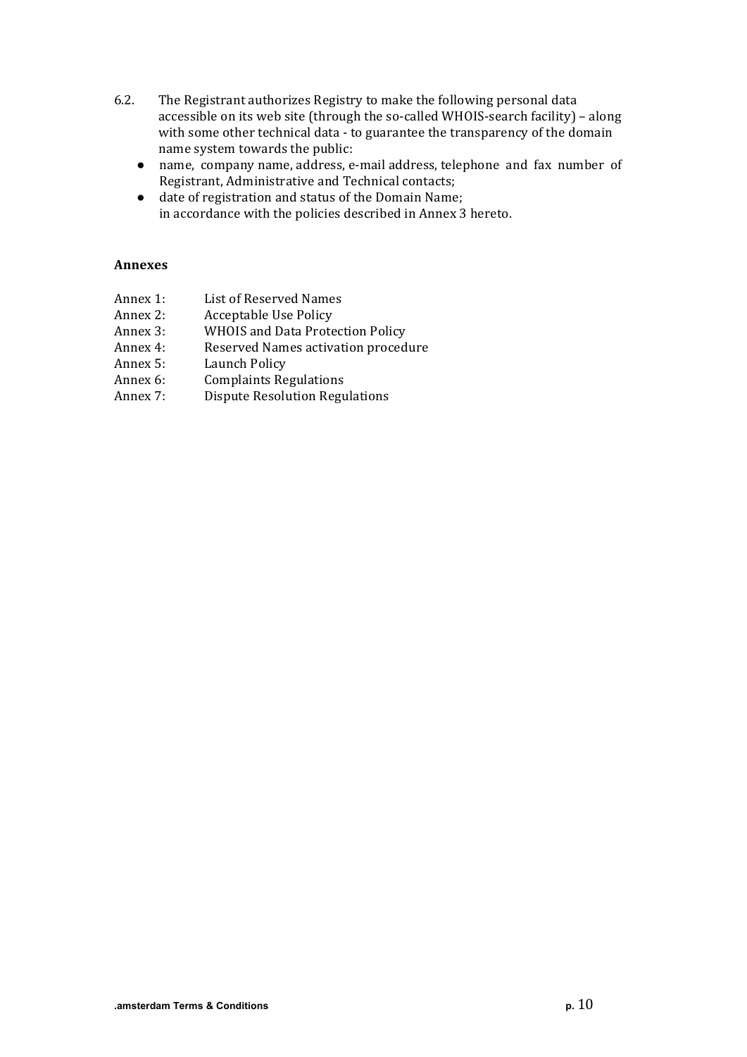6.2. The Registrant authorizes Registry to make the following personal data accessible on its web site (through the so-called WHOIS-search facility) – along with some other technical data - to guarantee the transparency of the domain name system towards the public:

- name, company name, address, e-mail address, telephone and fax number of Registrant, Administrative and Technical contacts;
- date of registration and status of the Domain Name;

in accordance with the policies described in Annex 3 hereto.

**Annexes**

| | |
|---|---|
| Annex 1: | List of Reserved Names |
| Annex 2: | Acceptable Use Policy |
| Annex 3: | WHOIS and Data Protection Policy |
| Annex 4: | Reserved Names activation procedure |
| Annex 5: | Launch Policy |
| Annex 6: | Complaints Regulations |
| Annex 7: | Dispute Resolution Regulations |